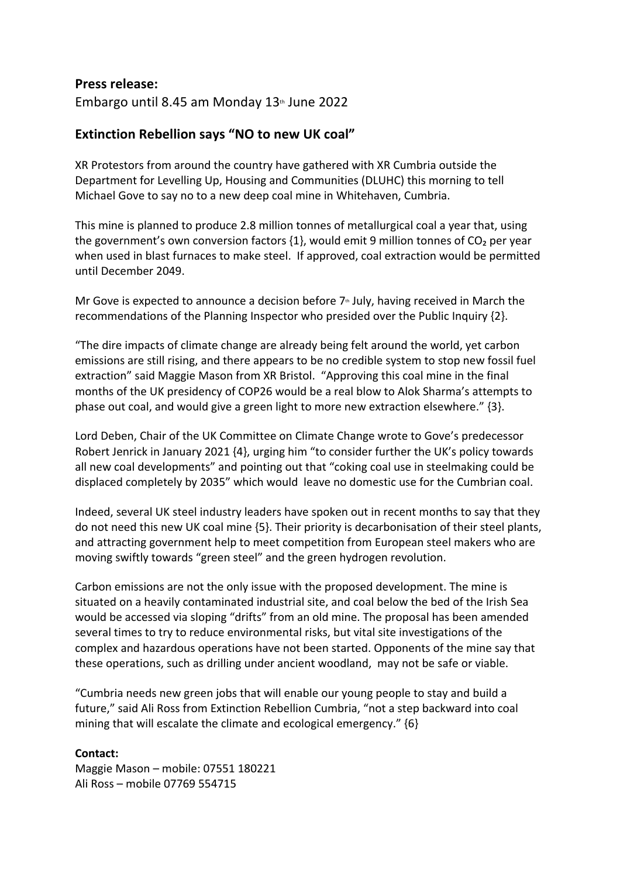**Press release:**

Embargo until 8.45 am Monday 13th June 2022

## Extinction Rebellion says "NO to new UK coal"

XR Protestors from around the country have gathered with XR Cumbria outside the Department for Levelling Up, Housing and Communities (DLUHC) this morning to tell Michael Gove to say no to a new deep coal mine in Whitehaven, Cumbria.

This mine is planned to produce 2.8 million tonnes of metallurgical coal a year that, using the government's own conversion factors {1}, would emit 9 million tonnes of $CO_2$ per year when used in blast furnaces to make steel. If approved, coal extraction would be permitted until December 2049.

Mr Gove is expected to announce a decision before 7th July, having received in March the recommendations of the Planning Inspector who presided over the Public Inquiry {2}.

"The dire impacts of climate change are already being felt around the world, yet carbon emissions are still rising, and there appears to be no credible system to stop new fossil fuel extraction" said Maggie Mason from XR Bristol. "Approving this coal mine in the final months of the UK presidency of COP26 would be a real blow to Alok Sharma's attempts to phase out coal, and would give a green light to more new extraction elsewhere." {3}.

Lord Deben, Chair of the UK Committee on Climate Change wrote to Gove's predecessor Robert Jenrick in January 2021 {4}, urging him "to consider further the UK's policy towards all new coal developments" and pointing out that "coking coal use in steelmaking could be displaced completely by 2035" which would leave no domestic use for the Cumbrian coal.

Indeed, several UK steel industry leaders have spoken out in recent months to say that they do not need this new UK coal mine {5}. Their priority is decarbonisation of their steel plants, and attracting government help to meet competition from European steel makers who are moving swiftly towards "green steel" and the green hydrogen revolution.

Carbon emissions are not the only issue with the proposed development. The mine is situated on a heavily contaminated industrial site, and coal below the bed of the Irish Sea would be accessed via sloping "drifts" from an old mine. The proposal has been amended several times to try to reduce environmental risks, but vital site investigations of the complex and hazardous operations have not been started. Opponents of the mine say that these operations, such as drilling under ancient woodland, may not be safe or viable.

"Cumbria needs new green jobs that will enable our young people to stay and build a future," said Ali Ross from Extinction Rebellion Cumbria, "not a step backward into coal mining that will escalate the climate and ecological emergency." {6}

**Contact:**

Maggie Mason – mobile: 07551 180221

Ali Ross – mobile 07769 554715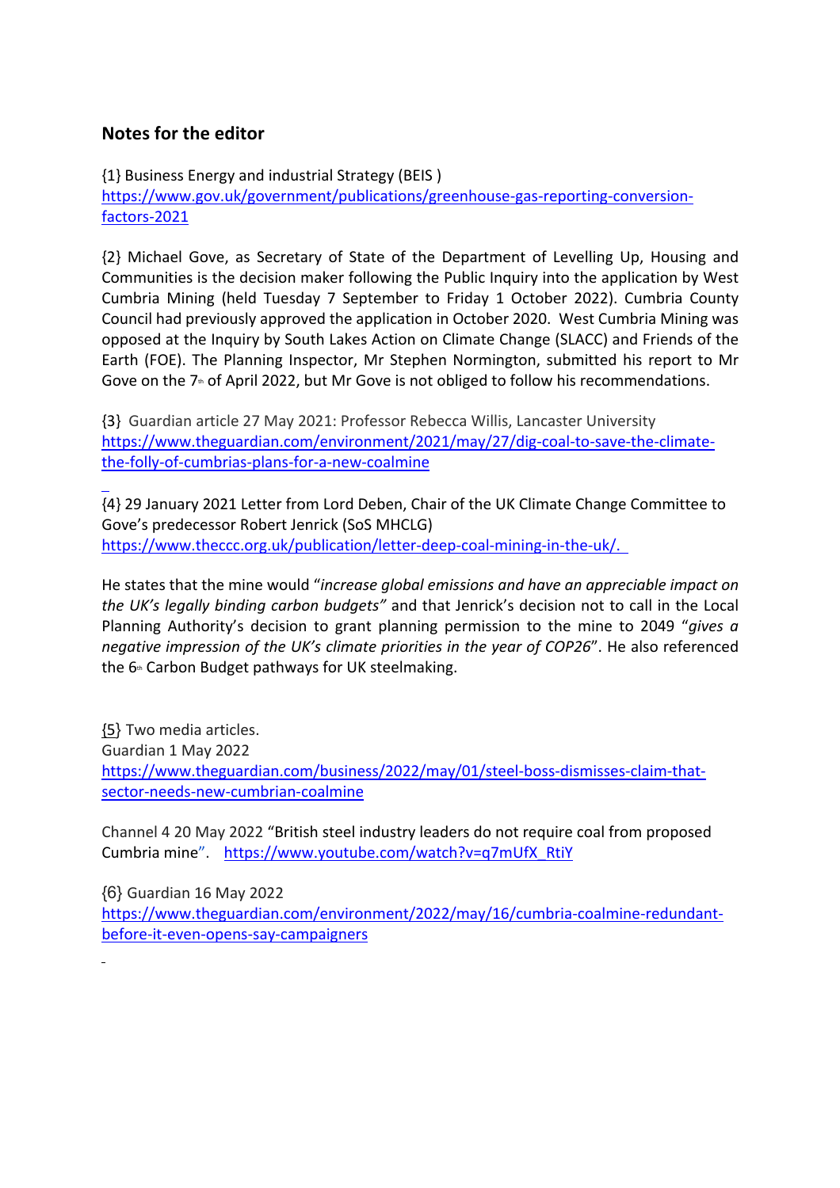## Notes for the editor

{1} Business Energy and industrial Strategy (BEIS )
https://www.gov.uk/government/publications/greenhouse-gas-reporting-conversion-factors-2021

{2} Michael Gove, as Secretary of State of the Department of Levelling Up, Housing and Communities is the decision maker following the Public Inquiry into the application by West Cumbria Mining (held Tuesday 7 September to Friday 1 October 2022). Cumbria County Council had previously approved the application in October 2020. West Cumbria Mining was opposed at the Inquiry by South Lakes Action on Climate Change (SLACC) and Friends of the Earth (FOE). The Planning Inspector, Mr Stephen Normington, submitted his report to Mr Gove on the 7th of April 2022, but Mr Gove is not obliged to follow his recommendations.

{3} Guardian article 27 May 2021: Professor Rebecca Willis, Lancaster University
https://www.theguardian.com/environment/2021/may/27/dig-coal-to-save-the-climate-the-folly-of-cumbrias-plans-for-a-new-coalmine

{4} 29 January 2021 Letter from Lord Deben, Chair of the UK Climate Change Committee to Gove's predecessor Robert Jenrick (SoS MHCLG)
https://www.theccc.org.uk/publication/letter-deep-coal-mining-in-the-uk/.

He states that the mine would "*increase global emissions and have an appreciable impact on the UK's legally binding carbon budgets"* and that Jenrick's decision not to call in the Local Planning Authority's decision to grant planning permission to the mine to 2049 "*gives a negative impression of the UK's climate priorities in the year of COP26*". He also referenced the 6th Carbon Budget pathways for UK steelmaking.

{5} Two media articles.
Guardian 1 May 2022
https://www.theguardian.com/business/2022/may/01/steel-boss-dismisses-claim-that-sector-needs-new-cumbrian-coalmine

Channel 4 20 May 2022 "British steel industry leaders do not require coal from proposed Cumbria mine". https://www.youtube.com/watch?v=q7mUfX_RtiY

{6} Guardian 16 May 2022
https://www.theguardian.com/environment/2022/may/16/cumbria-coalmine-redundant-before-it-even-opens-say-campaigners